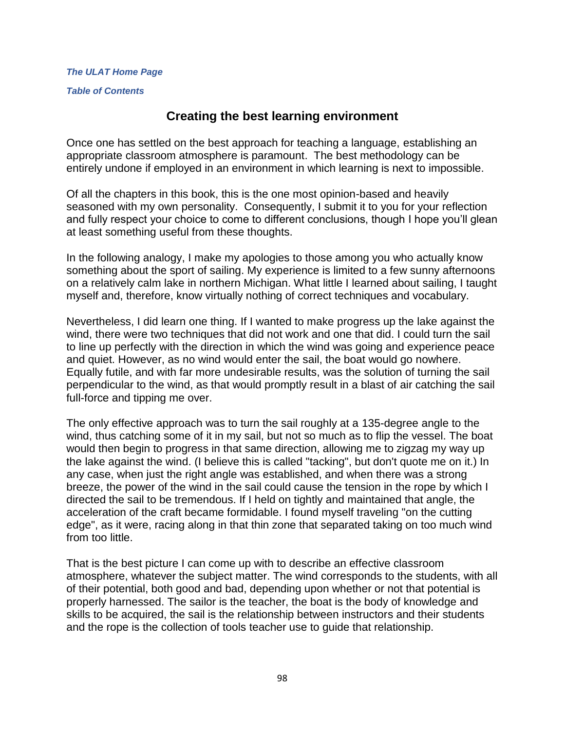***The ULAT Home Page***

***Table of Contents***

## Creating the best learning environment

Once one has settled on the best approach for teaching a language, establishing an appropriate classroom atmosphere is paramount. The best methodology can be entirely undone if employed in an environment in which learning is next to impossible.

Of all the chapters in this book, this is the one most opinion-based and heavily seasoned with my own personality. Consequently, I submit it to you for your reflection and fully respect your choice to come to different conclusions, though I hope you'll glean at least something useful from these thoughts.

In the following analogy, I make my apologies to those among you who actually know something about the sport of sailing. My experience is limited to a few sunny afternoons on a relatively calm lake in northern Michigan. What little I learned about sailing, I taught myself and, therefore, know virtually nothing of correct techniques and vocabulary.

Nevertheless, I did learn one thing. If I wanted to make progress up the lake against the wind, there were two techniques that did not work and one that did. I could turn the sail to line up perfectly with the direction in which the wind was going and experience peace and quiet. However, as no wind would enter the sail, the boat would go nowhere. Equally futile, and with far more undesirable results, was the solution of turning the sail perpendicular to the wind, as that would promptly result in a blast of air catching the sail full-force and tipping me over.

The only effective approach was to turn the sail roughly at a 135-degree angle to the wind, thus catching some of it in my sail, but not so much as to flip the vessel. The boat would then begin to progress in that same direction, allowing me to zigzag my way up the lake against the wind. (I believe this is called "tacking", but don't quote me on it.) In any case, when just the right angle was established, and when there was a strong breeze, the power of the wind in the sail could cause the tension in the rope by which I directed the sail to be tremendous. If I held on tightly and maintained that angle, the acceleration of the craft became formidable. I found myself traveling "on the cutting edge", as it were, racing along in that thin zone that separated taking on too much wind from too little.

That is the best picture I can come up with to describe an effective classroom atmosphere, whatever the subject matter. The wind corresponds to the students, with all of their potential, both good and bad, depending upon whether or not that potential is properly harnessed. The sailor is the teacher, the boat is the body of knowledge and skills to be acquired, the sail is the relationship between instructors and their students and the rope is the collection of tools teacher use to guide that relationship.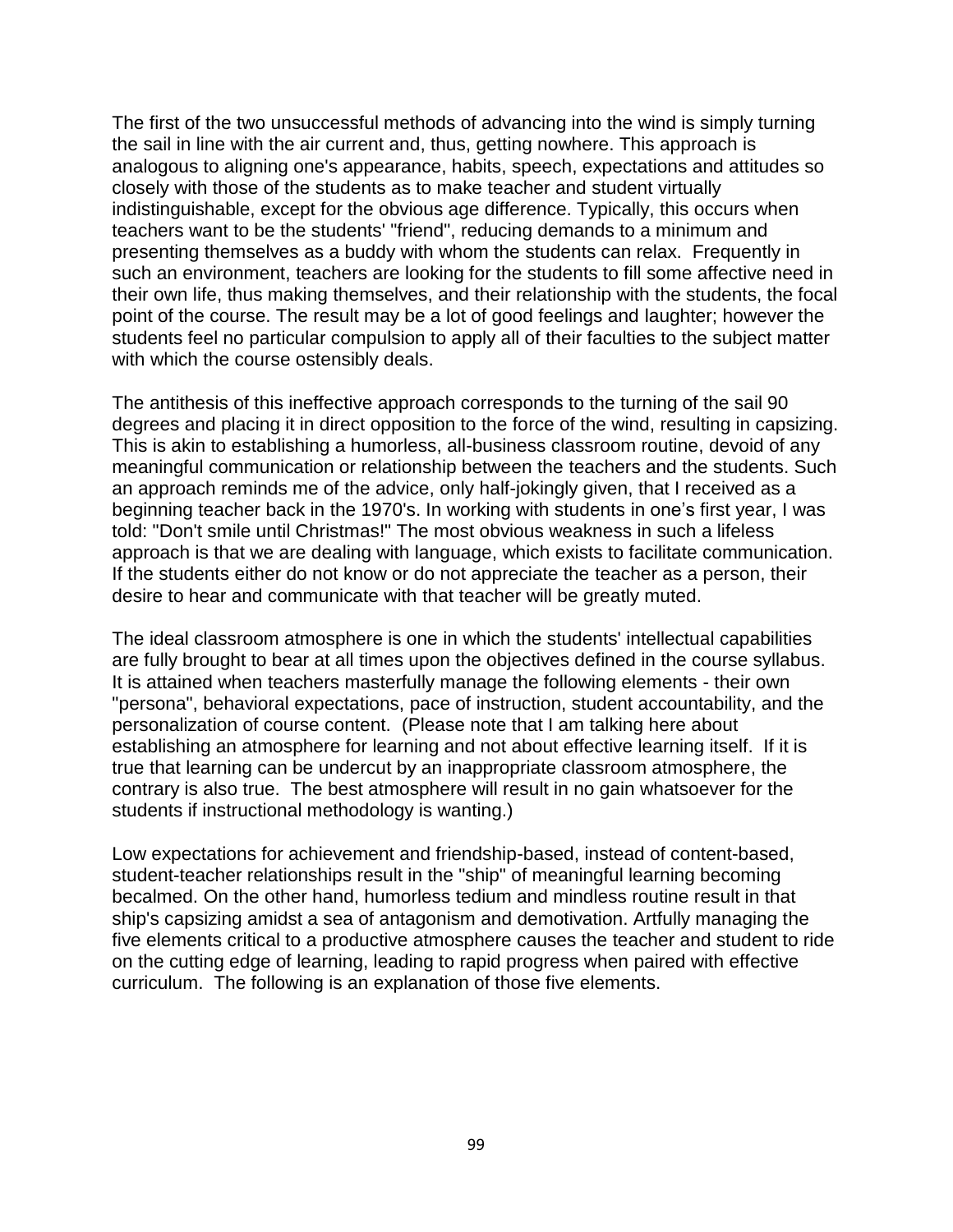The first of the two unsuccessful methods of advancing into the wind is simply turning the sail in line with the air current and, thus, getting nowhere. This approach is analogous to aligning one's appearance, habits, speech, expectations and attitudes so closely with those of the students as to make teacher and student virtually indistinguishable, except for the obvious age difference. Typically, this occurs when teachers want to be the students' "friend", reducing demands to a minimum and presenting themselves as a buddy with whom the students can relax. Frequently in such an environment, teachers are looking for the students to fill some affective need in their own life, thus making themselves, and their relationship with the students, the focal point of the course. The result may be a lot of good feelings and laughter; however the students feel no particular compulsion to apply all of their faculties to the subject matter with which the course ostensibly deals.

The antithesis of this ineffective approach corresponds to the turning of the sail 90 degrees and placing it in direct opposition to the force of the wind, resulting in capsizing. This is akin to establishing a humorless, all-business classroom routine, devoid of any meaningful communication or relationship between the teachers and the students. Such an approach reminds me of the advice, only half-jokingly given, that I received as a beginning teacher back in the 1970's. In working with students in one's first year, I was told: "Don't smile until Christmas!" The most obvious weakness in such a lifeless approach is that we are dealing with language, which exists to facilitate communication. If the students either do not know or do not appreciate the teacher as a person, their desire to hear and communicate with that teacher will be greatly muted.

The ideal classroom atmosphere is one in which the students' intellectual capabilities are fully brought to bear at all times upon the objectives defined in the course syllabus. It is attained when teachers masterfully manage the following elements - their own "persona", behavioral expectations, pace of instruction, student accountability, and the personalization of course content. (Please note that I am talking here about establishing an atmosphere for learning and not about effective learning itself. If it is true that learning can be undercut by an inappropriate classroom atmosphere, the contrary is also true. The best atmosphere will result in no gain whatsoever for the students if instructional methodology is wanting.)

Low expectations for achievement and friendship-based, instead of content-based, student-teacher relationships result in the "ship" of meaningful learning becoming becalmed. On the other hand, humorless tedium and mindless routine result in that ship's capsizing amidst a sea of antagonism and demotivation. Artfully managing the five elements critical to a productive atmosphere causes the teacher and student to ride on the cutting edge of learning, leading to rapid progress when paired with effective curriculum. The following is an explanation of those five elements.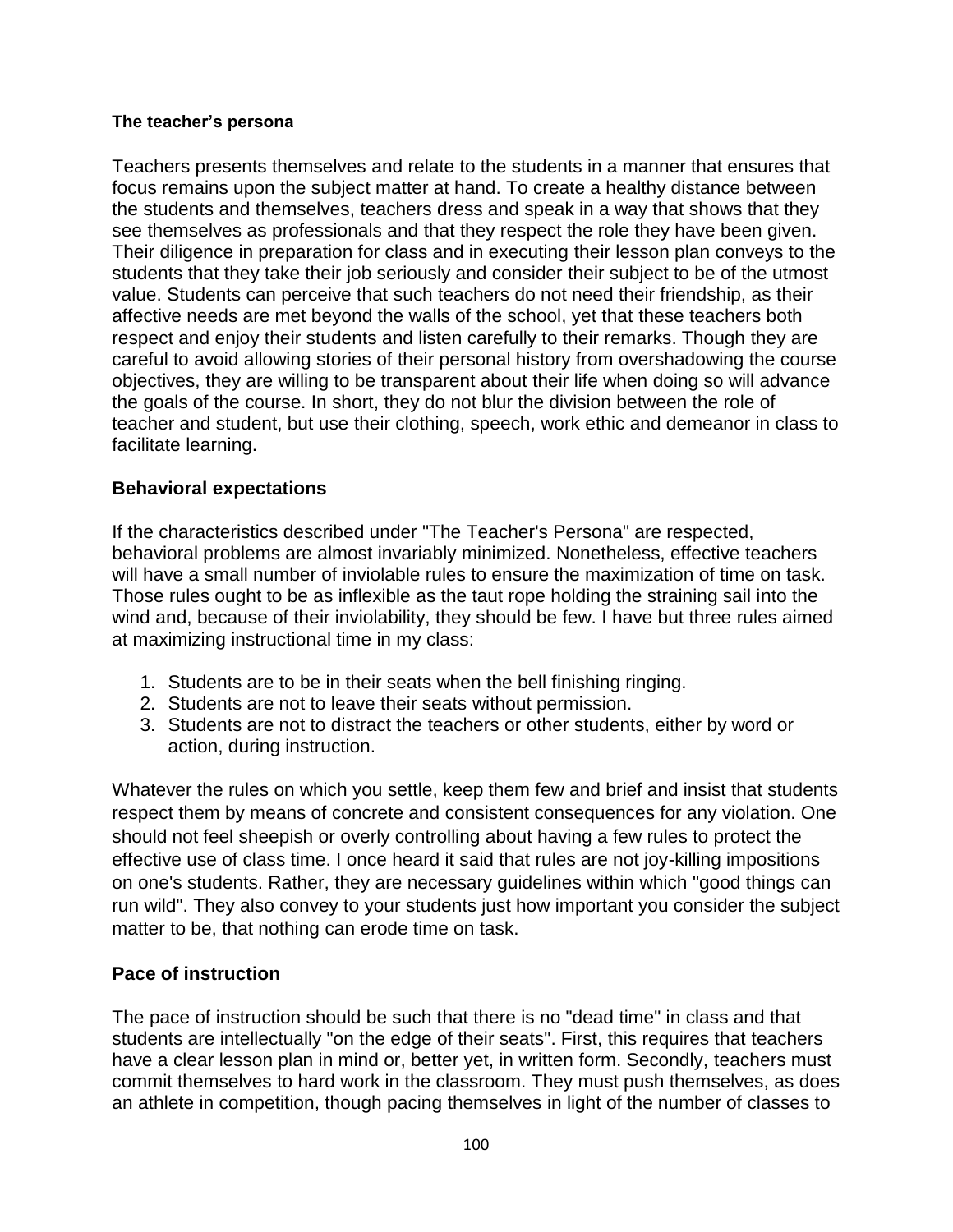### The teacher's persona

Teachers presents themselves and relate to the students in a manner that ensures that focus remains upon the subject matter at hand. To create a healthy distance between the students and themselves, teachers dress and speak in a way that shows that they see themselves as professionals and that they respect the role they have been given. Their diligence in preparation for class and in executing their lesson plan conveys to the students that they take their job seriously and consider their subject to be of the utmost value. Students can perceive that such teachers do not need their friendship, as their affective needs are met beyond the walls of the school, yet that these teachers both respect and enjoy their students and listen carefully to their remarks. Though they are careful to avoid allowing stories of their personal history from overshadowing the course objectives, they are willing to be transparent about their life when doing so will advance the goals of the course. In short, they do not blur the division between the role of teacher and student, but use their clothing, speech, work ethic and demeanor in class to facilitate learning.

## Behavioral expectations

If the characteristics described under "The Teacher's Persona" are respected, behavioral problems are almost invariably minimized. Nonetheless, effective teachers will have a small number of inviolable rules to ensure the maximization of time on task. Those rules ought to be as inflexible as the taut rope holding the straining sail into the wind and, because of their inviolability, they should be few. I have but three rules aimed at maximizing instructional time in my class:

1. Students are to be in their seats when the bell finishing ringing.
2. Students are not to leave their seats without permission.
3. Students are not to distract the teachers or other students, either by word or action, during instruction.

Whatever the rules on which you settle, keep them few and brief and insist that students respect them by means of concrete and consistent consequences for any violation. One should not feel sheepish or overly controlling about having a few rules to protect the effective use of class time. I once heard it said that rules are not joy-killing impositions on one's students. Rather, they are necessary guidelines within which "good things can run wild". They also convey to your students just how important you consider the subject matter to be, that nothing can erode time on task.

## Pace of instruction

The pace of instruction should be such that there is no "dead time" in class and that students are intellectually "on the edge of their seats". First, this requires that teachers have a clear lesson plan in mind or, better yet, in written form. Secondly, teachers must commit themselves to hard work in the classroom. They must push themselves, as does an athlete in competition, though pacing themselves in light of the number of classes to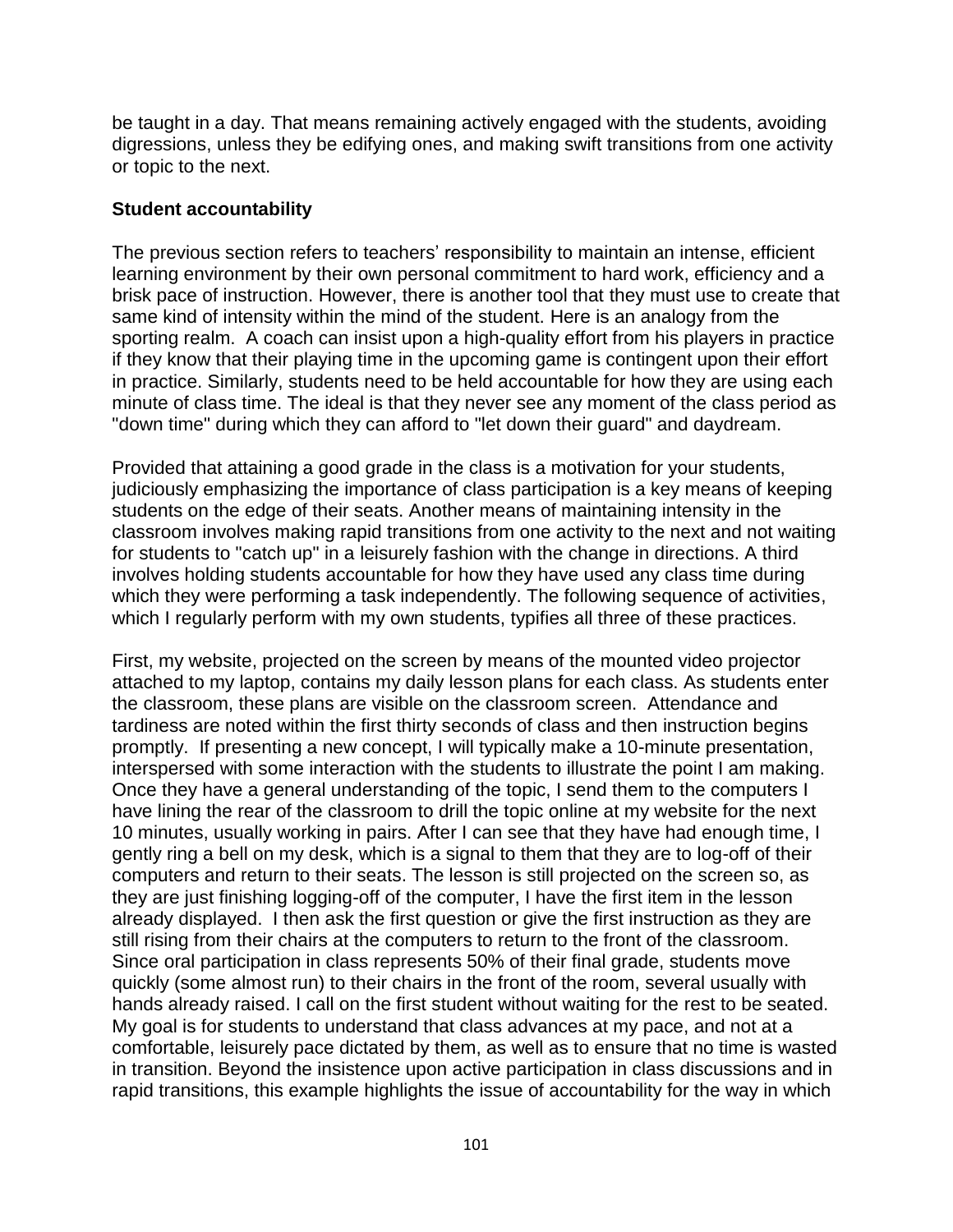be taught in a day. That means remaining actively engaged with the students, avoiding digressions, unless they be edifying ones, and making swift transitions from one activity or topic to the next.

**Student accountability**

The previous section refers to teachers' responsibility to maintain an intense, efficient learning environment by their own personal commitment to hard work, efficiency and a brisk pace of instruction. However, there is another tool that they must use to create that same kind of intensity within the mind of the student. Here is an analogy from the sporting realm. A coach can insist upon a high-quality effort from his players in practice if they know that their playing time in the upcoming game is contingent upon their effort in practice. Similarly, students need to be held accountable for how they are using each minute of class time. The ideal is that they never see any moment of the class period as "down time" during which they can afford to "let down their guard" and daydream.

Provided that attaining a good grade in the class is a motivation for your students, judiciously emphasizing the importance of class participation is a key means of keeping students on the edge of their seats. Another means of maintaining intensity in the classroom involves making rapid transitions from one activity to the next and not waiting for students to "catch up" in a leisurely fashion with the change in directions. A third involves holding students accountable for how they have used any class time during which they were performing a task independently. The following sequence of activities, which I regularly perform with my own students, typifies all three of these practices.

First, my website, projected on the screen by means of the mounted video projector attached to my laptop, contains my daily lesson plans for each class. As students enter the classroom, these plans are visible on the classroom screen. Attendance and tardiness are noted within the first thirty seconds of class and then instruction begins promptly. If presenting a new concept, I will typically make a 10-minute presentation, interspersed with some interaction with the students to illustrate the point I am making. Once they have a general understanding of the topic, I send them to the computers I have lining the rear of the classroom to drill the topic online at my website for the next 10 minutes, usually working in pairs. After I can see that they have had enough time, I gently ring a bell on my desk, which is a signal to them that they are to log-off of their computers and return to their seats. The lesson is still projected on the screen so, as they are just finishing logging-off of the computer, I have the first item in the lesson already displayed. I then ask the first question or give the first instruction as they are still rising from their chairs at the computers to return to the front of the classroom. Since oral participation in class represents 50% of their final grade, students move quickly (some almost run) to their chairs in the front of the room, several usually with hands already raised. I call on the first student without waiting for the rest to be seated. My goal is for students to understand that class advances at my pace, and not at a comfortable, leisurely pace dictated by them, as well as to ensure that no time is wasted in transition. Beyond the insistence upon active participation in class discussions and in rapid transitions, this example highlights the issue of accountability for the way in which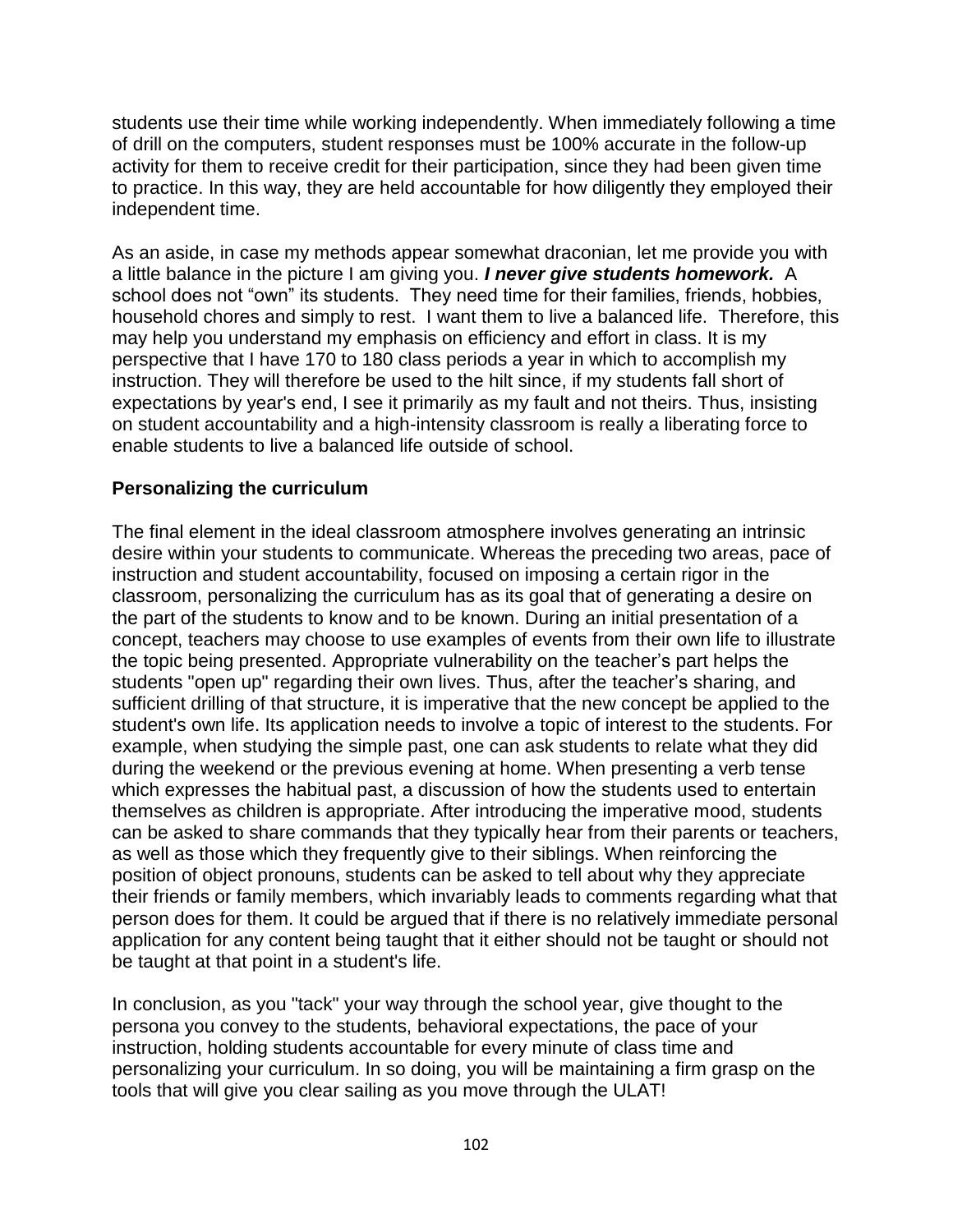students use their time while working independently. When immediately following a time of drill on the computers, student responses must be 100% accurate in the follow-up activity for them to receive credit for their participation, since they had been given time to practice. In this way, they are held accountable for how diligently they employed their independent time.

As an aside, in case my methods appear somewhat draconian, let me provide you with a little balance in the picture I am giving you. ***I never give students homework.*** A school does not "own" its students. They need time for their families, friends, hobbies, household chores and simply to rest. I want them to live a balanced life. Therefore, this may help you understand my emphasis on efficiency and effort in class. It is my perspective that I have 170 to 180 class periods a year in which to accomplish my instruction. They will therefore be used to the hilt since, if my students fall short of expectations by year's end, I see it primarily as my fault and not theirs. Thus, insisting on student accountability and a high-intensity classroom is really a liberating force to enable students to live a balanced life outside of school.

**Personalizing the curriculum**

The final element in the ideal classroom atmosphere involves generating an intrinsic desire within your students to communicate. Whereas the preceding two areas, pace of instruction and student accountability, focused on imposing a certain rigor in the classroom, personalizing the curriculum has as its goal that of generating a desire on the part of the students to know and to be known. During an initial presentation of a concept, teachers may choose to use examples of events from their own life to illustrate the topic being presented. Appropriate vulnerability on the teacher's part helps the students "open up" regarding their own lives. Thus, after the teacher's sharing, and sufficient drilling of that structure, it is imperative that the new concept be applied to the student's own life. Its application needs to involve a topic of interest to the students. For example, when studying the simple past, one can ask students to relate what they did during the weekend or the previous evening at home. When presenting a verb tense which expresses the habitual past, a discussion of how the students used to entertain themselves as children is appropriate. After introducing the imperative mood, students can be asked to share commands that they typically hear from their parents or teachers, as well as those which they frequently give to their siblings. When reinforcing the position of object pronouns, students can be asked to tell about why they appreciate their friends or family members, which invariably leads to comments regarding what that person does for them. It could be argued that if there is no relatively immediate personal application for any content being taught that it either should not be taught or should not be taught at that point in a student's life.

In conclusion, as you "tack" your way through the school year, give thought to the persona you convey to the students, behavioral expectations, the pace of your instruction, holding students accountable for every minute of class time and personalizing your curriculum. In so doing, you will be maintaining a firm grasp on the tools that will give you clear sailing as you move through the ULAT!